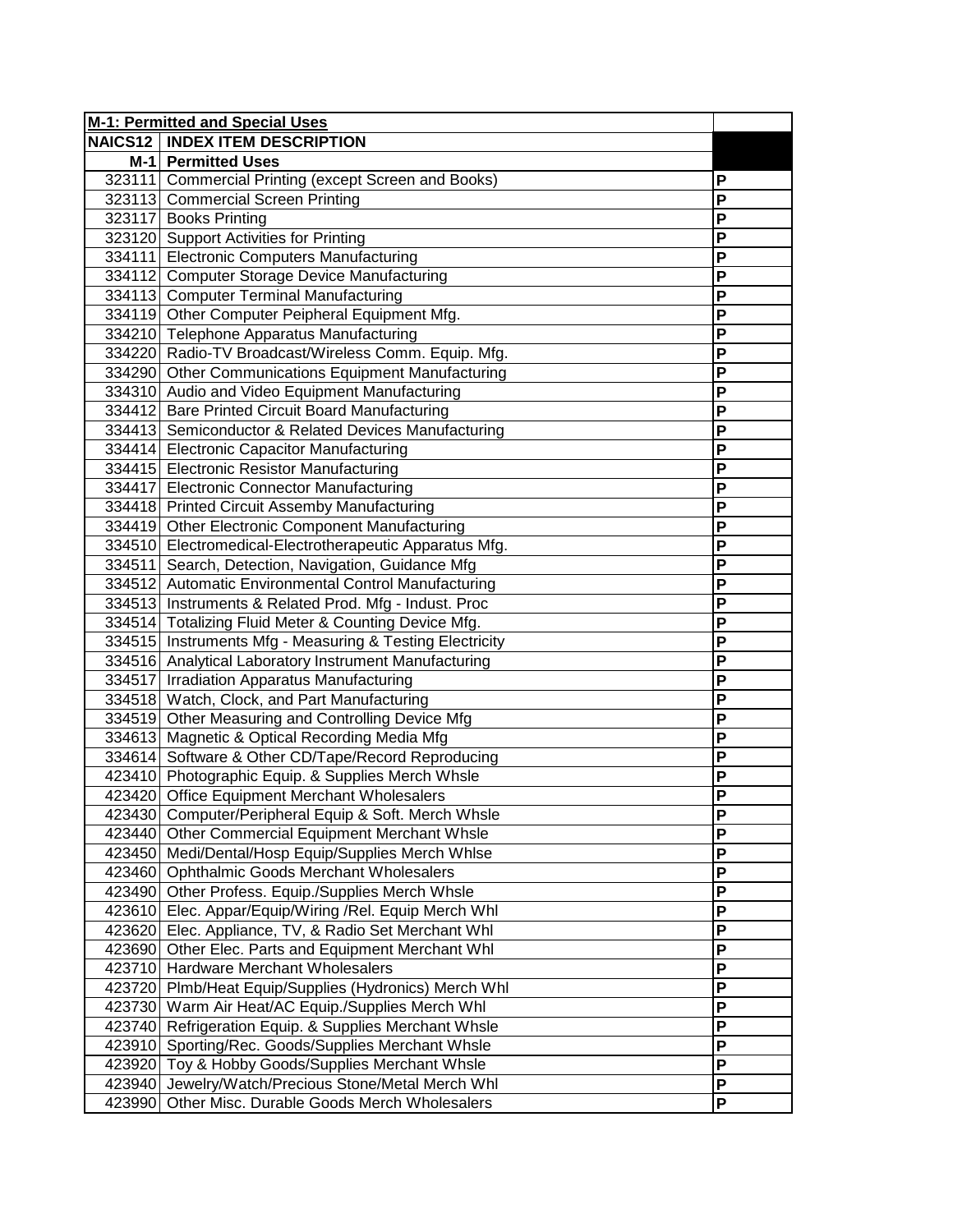| M-1: Permitted and Special Uses | | |
|---|---|---|
| **NAICS12** | **INDEX ITEM DESCRIPTION** | |
| **M-1** | **Permitted Uses** | |
| 323111 | Commercial Printing (except Screen and Books) | P |
| 323113 | Commercial Screen Printing | P |
| 323117 | Books Printing | P |
| 323120 | Support Activities for Printing | P |
| 334111 | Electronic Computers Manufacturing | P |
| 334112 | Computer Storage Device Manufacturing | P |
| 334113 | Computer Terminal Manufacturing | P |
| 334119 | Other Computer Peipheral Equipment Mfg. | P |
| 334210 | Telephone Apparatus Manufacturing | P |
| 334220 | Radio-TV Broadcast/Wireless Comm. Equip. Mfg. | P |
| 334290 | Other Communications Equipment Manufacturing | P |
| 334310 | Audio and Video Equipment Manufacturing | P |
| 334412 | Bare Printed Circuit Board Manufacturing | P |
| 334413 | Semiconductor & Related Devices Manufacturing | P |
| 334414 | Electronic Capacitor Manufacturing | P |
| 334415 | Electronic Resistor Manufacturing | P |
| 334417 | Electronic Connector Manufacturing | P |
| 334418 | Printed Circuit Assemby Manufacturing | P |
| 334419 | Other Electronic Component Manufacturing | P |
| 334510 | Electromedical-Electrotherapeutic Apparatus Mfg. | P |
| 334511 | Search, Detection, Navigation, Guidance Mfg | P |
| 334512 | Automatic Environmental Control Manufacturing | P |
| 334513 | Instruments & Related Prod. Mfg - Indust. Proc | P |
| 334514 | Totalizing Fluid Meter & Counting Device Mfg. | P |
| 334515 | Instruments Mfg - Measuring & Testing Electricity | P |
| 334516 | Analytical Laboratory Instrument Manufacturing | P |
| 334517 | Irradiation Apparatus Manufacturing | P |
| 334518 | Watch, Clock, and Part Manufacturing | P |
| 334519 | Other Measuring and Controlling Device Mfg | P |
| 334613 | Magnetic & Optical Recording Media Mfg | P |
| 334614 | Software & Other CD/Tape/Record Reproducing | P |
| 423410 | Photographic Equip. & Supplies Merch Whsle | P |
| 423420 | Office Equipment Merchant Wholesalers | P |
| 423430 | Computer/Peripheral Equip & Soft. Merch Whsle | P |
| 423440 | Other Commercial Equipment Merchant Whsle | P |
| 423450 | Medi/Dental/Hosp Equip/Supplies Merch Whlse | P |
| 423460 | Ophthalmic Goods Merchant Wholesalers | P |
| 423490 | Other Profess. Equip./Supplies Merch Whsle | P |
| 423610 | Elec. Appar/Equip/Wiring /Rel. Equip Merch Whl | P |
| 423620 | Elec. Appliance, TV, & Radio Set Merchant Whl | P |
| 423690 | Other Elec. Parts and Equipment Merchant Whl | P |
| 423710 | Hardware Merchant Wholesalers | P |
| 423720 | Plmb/Heat Equip/Supplies (Hydronics) Merch Whl | P |
| 423730 | Warm Air Heat/AC Equip./Supplies Merch Whl | P |
| 423740 | Refrigeration Equip. & Supplies Merchant Whsle | P |
| 423910 | Sporting/Rec. Goods/Supplies Merchant Whsle | P |
| 423920 | Toy & Hobby Goods/Supplies Merchant Whsle | P |
| 423940 | Jewelry/Watch/Precious Stone/Metal Merch Whl | P |
| 423990 | Other Misc. Durable Goods Merch Wholesalers | P |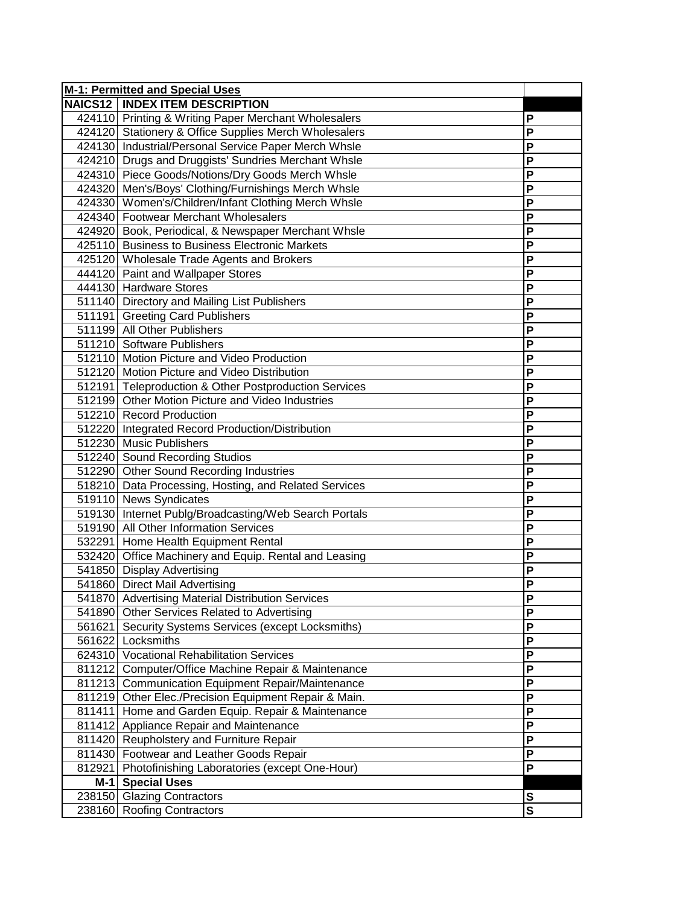| M-1: Permitted and Special Uses | | |
|---|---|---|
| **NAICS12** | **INDEX ITEM DESCRIPTION** | |
| 424110 | Printing & Writing Paper Merchant Wholesalers | **P** |
| 424120 | Stationery & Office Supplies Merch Wholesalers | **P** |
| 424130 | Industrial/Personal Service Paper Merch Whsle | **P** |
| 424210 | Drugs and Druggists' Sundries Merchant Whsle | **P** |
| 424310 | Piece Goods/Notions/Dry Goods Merch Whsle | **P** |
| 424320 | Men's/Boys' Clothing/Furnishings Merch Whsle | **P** |
| 424330 | Women's/Children/Infant Clothing Merch Whsle | **P** |
| 424340 | Footwear Merchant Wholesalers | **P** |
| 424920 | Book, Periodical, & Newspaper Merchant Whsle | **P** |
| 425110 | Business to Business Electronic Markets | **P** |
| 425120 | Wholesale Trade Agents and Brokers | **P** |
| 444120 | Paint and Wallpaper Stores | **P** |
| 444130 | Hardware Stores | **P** |
| 511140 | Directory and Mailing List Publishers | **P** |
| 511191 | Greeting Card Publishers | **P** |
| 511199 | All Other Publishers | **P** |
| 511210 | Software Publishers | **P** |
| 512110 | Motion Picture and Video Production | **P** |
| 512120 | Motion Picture and Video Distribution | **P** |
| 512191 | Teleproduction & Other Postproduction Services | **P** |
| 512199 | Other Motion Picture and Video Industries | **P** |
| 512210 | Record Production | **P** |
| 512220 | Integrated Record Production/Distribution | **P** |
| 512230 | Music Publishers | **P** |
| 512240 | Sound Recording Studios | **P** |
| 512290 | Other Sound Recording Industries | **P** |
| 518210 | Data Processing, Hosting, and Related Services | **P** |
| 519110 | News Syndicates | **P** |
| 519130 | Internet Publg/Broadcasting/Web Search Portals | **P** |
| 519190 | All Other Information Services | **P** |
| 532291 | Home Health Equipment Rental | **P** |
| 532420 | Office Machinery and Equip. Rental and Leasing | **P** |
| 541850 | Display Advertising | **P** |
| 541860 | Direct Mail Advertising | **P** |
| 541870 | Advertising Material Distribution Services | **P** |
| 541890 | Other Services Related to Advertising | **P** |
| 561621 | Security Systems Services (except Locksmiths) | **P** |
| 561622 | Locksmiths | **P** |
| 624310 | Vocational Rehabilitation Services | **P** |
| 811212 | Computer/Office Machine Repair & Maintenance | **P** |
| 811213 | Communication Equipment Repair/Maintenance | **P** |
| 811219 | Other Elec./Precision Equipment Repair & Main. | **P** |
| 811411 | Home and Garden Equip. Repair & Maintenance | **P** |
| 811412 | Appliance Repair and Maintenance | **P** |
| 811420 | Reupholstery and Furniture Repair | **P** |
| 811430 | Footwear and Leather Goods Repair | **P** |
| 812921 | Photofinishing Laboratories (except One-Hour) | **P** |
| **M-1** | **Special Uses** | |
| 238150 | Glazing Contractors | **S** |
| 238160 | Roofing Contractors | **S** |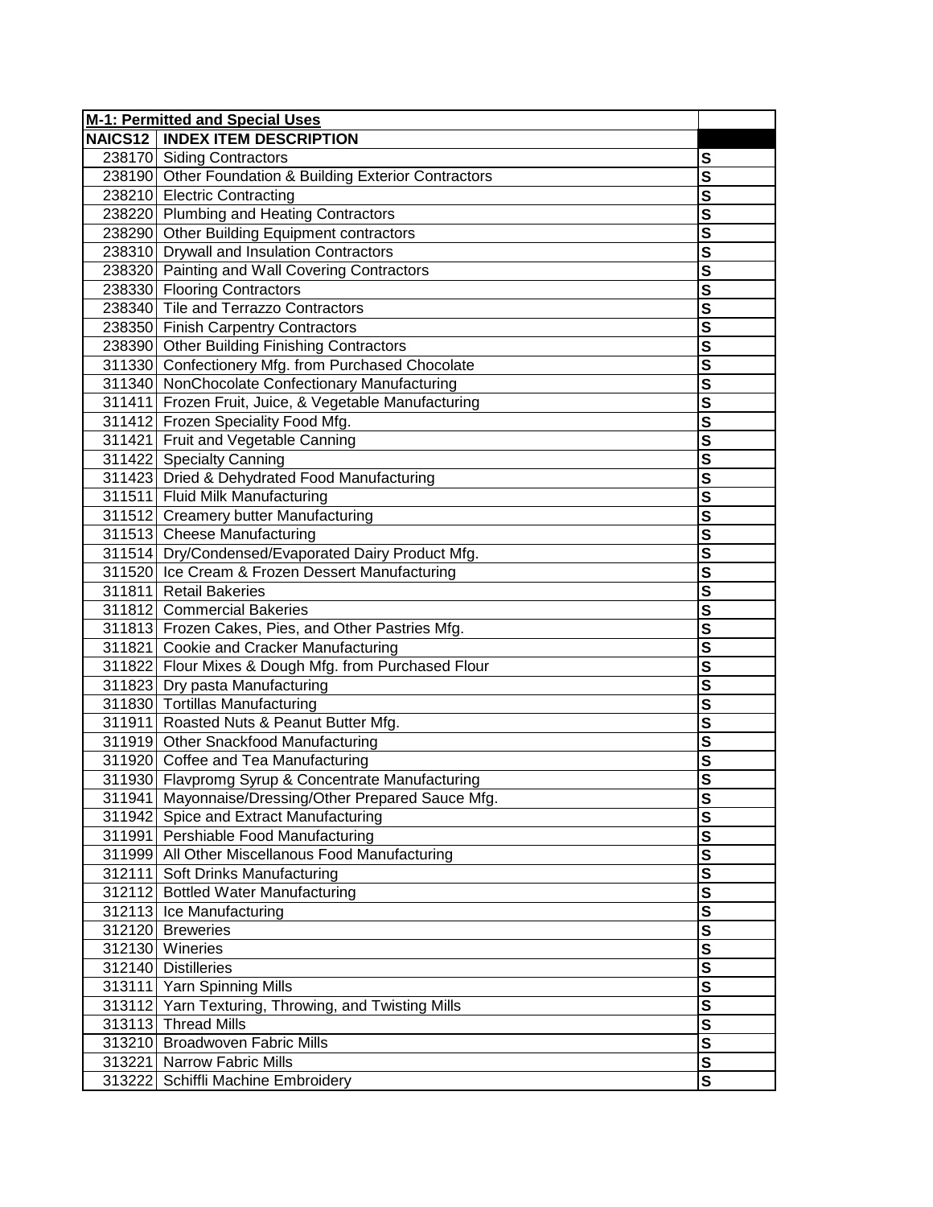| **M-1: Permitted and Special Uses** | | |
|---|---|---|
| **NAICS12** | **INDEX ITEM DESCRIPTION** | |
| 238170 | Siding Contractors | **S** |
| 238190 | Other Foundation & Building Exterior Contractors | **S** |
| 238210 | Electric Contracting | **S** |
| 238220 | Plumbing and Heating Contractors | **S** |
| 238290 | Other Building Equipment contractors | **S** |
| 238310 | Drywall and Insulation Contractors | **S** |
| 238320 | Painting and Wall Covering Contractors | **S** |
| 238330 | Flooring Contractors | **S** |
| 238340 | Tile and Terrazzo Contractors | **S** |
| 238350 | Finish Carpentry Contractors | **S** |
| 238390 | Other Building Finishing Contractors | **S** |
| 311330 | Confectionery Mfg. from Purchased Chocolate | **S** |
| 311340 | NonChocolate Confectionary Manufacturing | **S** |
| 311411 | Frozen Fruit, Juice, & Vegetable Manufacturing | **S** |
| 311412 | Frozen Speciality Food Mfg. | **S** |
| 311421 | Fruit and Vegetable Canning | **S** |
| 311422 | Specialty Canning | **S** |
| 311423 | Dried & Dehydrated Food Manufacturing | **S** |
| 311511 | Fluid Milk Manufacturing | **S** |
| 311512 | Creamery butter Manufacturing | **S** |
| 311513 | Cheese Manufacturing | **S** |
| 311514 | Dry/Condensed/Evaporated Dairy Product Mfg. | **S** |
| 311520 | Ice Cream & Frozen Dessert Manufacturing | **S** |
| 311811 | Retail Bakeries | **S** |
| 311812 | Commercial Bakeries | **S** |
| 311813 | Frozen Cakes, Pies, and Other Pastries Mfg. | **S** |
| 311821 | Cookie and Cracker Manufacturing | **S** |
| 311822 | Flour Mixes & Dough Mfg. from Purchased Flour | **S** |
| 311823 | Dry pasta Manufacturing | **S** |
| 311830 | Tortillas Manufacturing | **S** |
| 311911 | Roasted Nuts & Peanut Butter Mfg. | **S** |
| 311919 | Other Snackfood Manufacturing | **S** |
| 311920 | Coffee and Tea Manufacturing | **S** |
| 311930 | Flavpromg Syrup & Concentrate Manufacturing | **S** |
| 311941 | Mayonnaise/Dressing/Other Prepared Sauce Mfg. | **S** |
| 311942 | Spice and Extract Manufacturing | **S** |
| 311991 | Pershiable Food Manufacturing | **S** |
| 311999 | All Other Miscellanous Food Manufacturing | **S** |
| 312111 | Soft Drinks Manufacturing | **S** |
| 312112 | Bottled Water Manufacturing | **S** |
| 312113 | Ice Manufacturing | **S** |
| 312120 | Breweries | **S** |
| 312130 | Wineries | **S** |
| 312140 | Distilleries | **S** |
| 313111 | Yarn Spinning Mills | **S** |
| 313112 | Yarn Texturing, Throwing, and Twisting Mills | **S** |
| 313113 | Thread Mills | **S** |
| 313210 | Broadwoven Fabric Mills | **S** |
| 313221 | Narrow Fabric Mills | **S** |
| 313222 | Schiffli Machine Embroidery | **S** |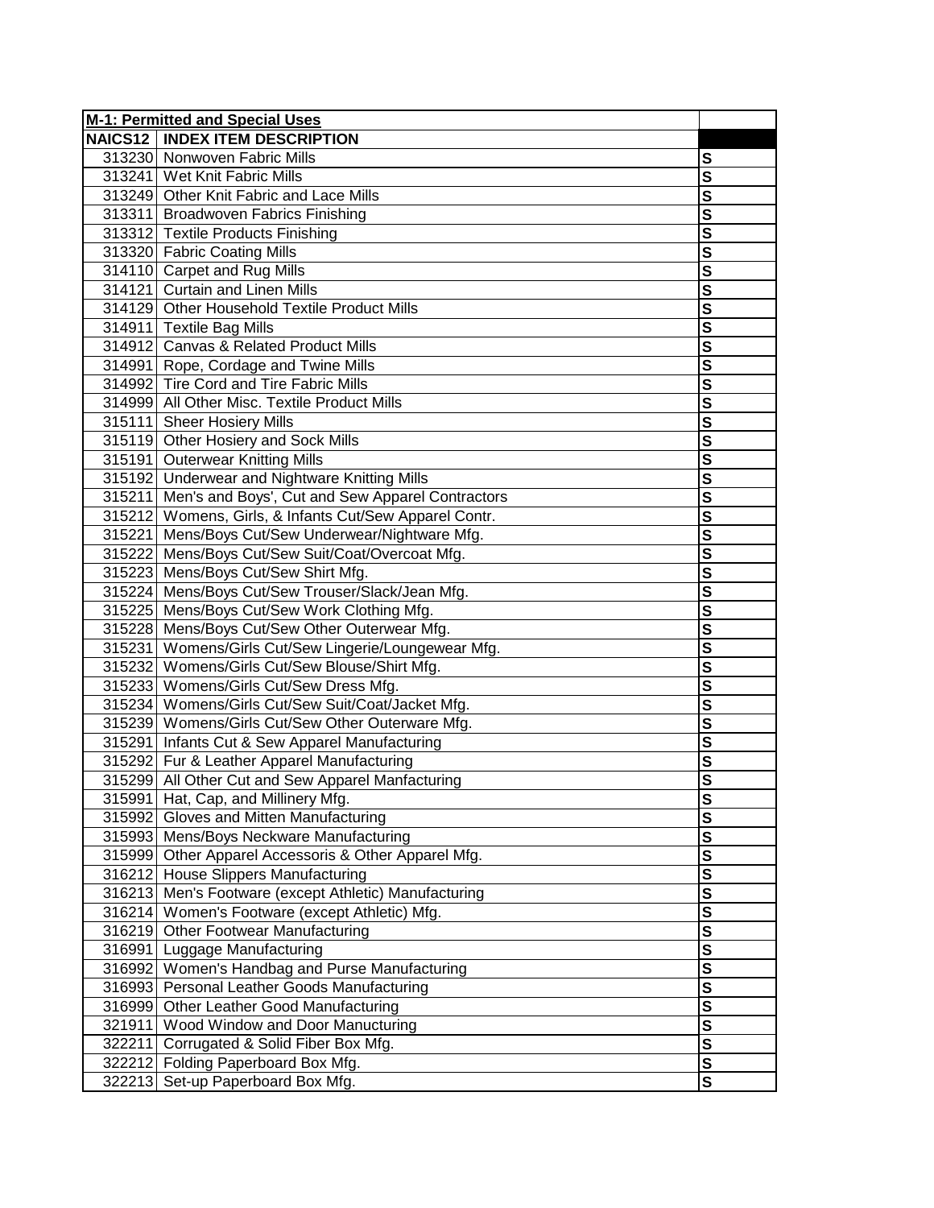| M-1: Permitted and Special Uses | | |
|---|---|---|
| NAICS12 | INDEX ITEM DESCRIPTION | |
| 313230 | Nonwoven Fabric Mills | S |
| 313241 | Wet Knit Fabric Mills | S |
| 313249 | Other Knit Fabric and Lace Mills | S |
| 313311 | Broadwoven Fabrics Finishing | S |
| 313312 | Textile Products Finishing | S |
| 313320 | Fabric Coating Mills | S |
| 314110 | Carpet and Rug Mills | S |
| 314121 | Curtain and Linen Mills | S |
| 314129 | Other Household Textile Product Mills | S |
| 314911 | Textile Bag Mills | S |
| 314912 | Canvas & Related Product Mills | S |
| 314991 | Rope, Cordage and Twine Mills | S |
| 314992 | Tire Cord and Tire Fabric Mills | S |
| 314999 | All Other Misc. Textile Product Mills | S |
| 315111 | Sheer Hosiery Mills | S |
| 315119 | Other Hosiery and Sock Mills | S |
| 315191 | Outerwear Knitting Mills | S |
| 315192 | Underwear and Nightware Knitting Mills | S |
| 315211 | Men's and Boys', Cut and Sew Apparel Contractors | S |
| 315212 | Womens, Girls, & Infants Cut/Sew Apparel Contr. | S |
| 315221 | Mens/Boys Cut/Sew Underwear/Nightware Mfg. | S |
| 315222 | Mens/Boys Cut/Sew Suit/Coat/Overcoat Mfg. | S |
| 315223 | Mens/Boys Cut/Sew Shirt Mfg. | S |
| 315224 | Mens/Boys Cut/Sew Trouser/Slack/Jean Mfg. | S |
| 315225 | Mens/Boys Cut/Sew Work Clothing Mfg. | S |
| 315228 | Mens/Boys Cut/Sew Other Outerwear Mfg. | S |
| 315231 | Womens/Girls Cut/Sew Lingerie/Loungewear Mfg. | S |
| 315232 | Womens/Girls Cut/Sew Blouse/Shirt Mfg. | S |
| 315233 | Womens/Girls Cut/Sew Dress Mfg. | S |
| 315234 | Womens/Girls Cut/Sew Suit/Coat/Jacket Mfg. | S |
| 315239 | Womens/Girls Cut/Sew Other Outerware Mfg. | S |
| 315291 | Infants Cut & Sew Apparel Manufacturing | S |
| 315292 | Fur & Leather Apparel Manufacturing | S |
| 315299 | All Other Cut and Sew Apparel Manfacturing | S |
| 315991 | Hat, Cap, and Millinery Mfg. | S |
| 315992 | Gloves and Mitten Manufacturing | S |
| 315993 | Mens/Boys Neckware Manufacturing | S |
| 315999 | Other Apparel Accessoris & Other Apparel Mfg. | S |
| 316212 | House Slippers Manufacturing | S |
| 316213 | Men's Footware (except Athletic) Manufacturing | S |
| 316214 | Women's Footware (except Athletic) Mfg. | S |
| 316219 | Other Footwear Manufacturing | S |
| 316991 | Luggage Manufacturing | S |
| 316992 | Women's Handbag and Purse Manufacturing | S |
| 316993 | Personal Leather Goods Manufacturing | S |
| 316999 | Other Leather Good Manufacturing | S |
| 321911 | Wood Window and Door Manucturing | S |
| 322211 | Corrugated & Solid Fiber Box Mfg. | S |
| 322212 | Folding Paperboard Box Mfg. | S |
| 322213 | Set-up Paperboard Box Mfg. | S |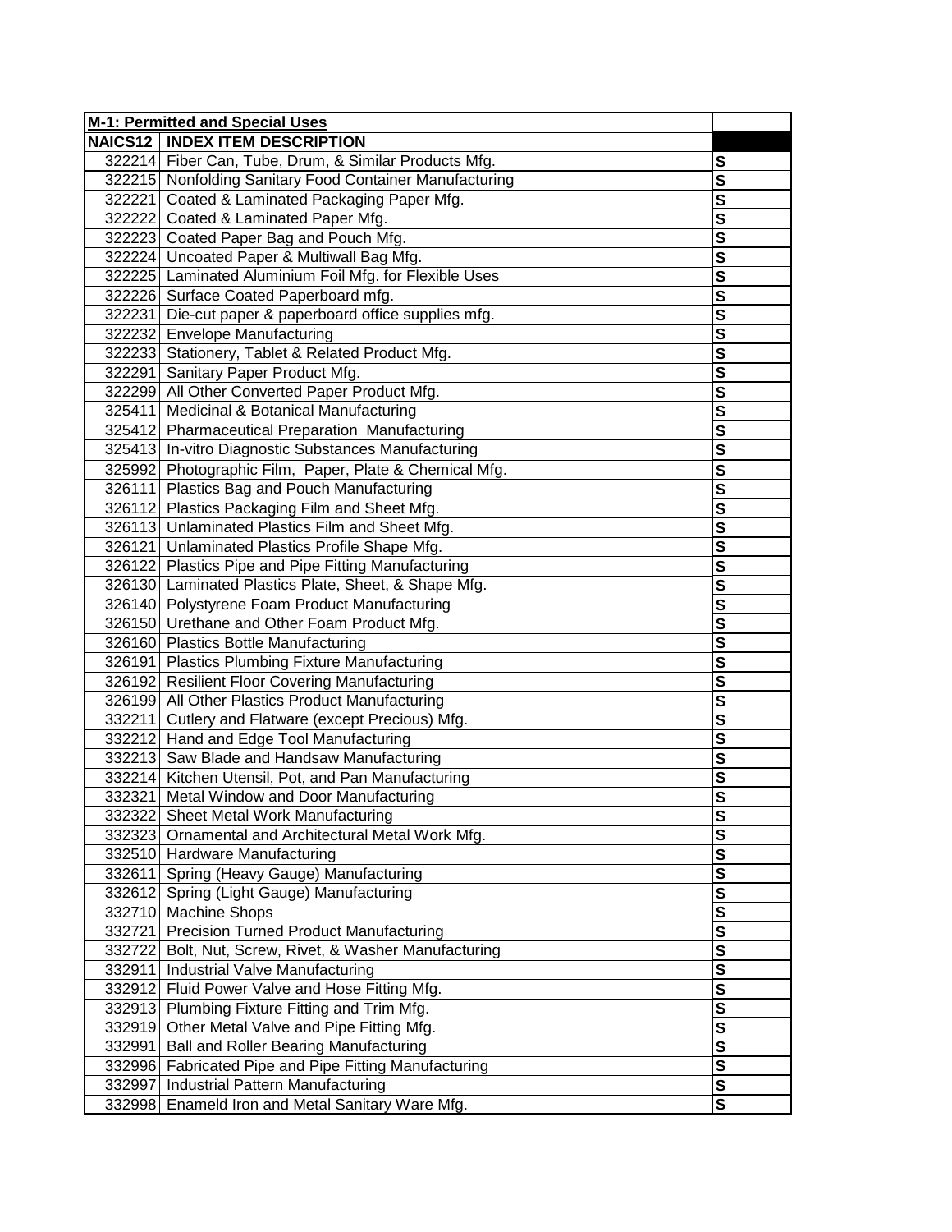| M-1: Permitted and Special Uses | | |
|---|---|---|
| NAICS12 | INDEX ITEM DESCRIPTION | |
| 322214 | Fiber Can, Tube, Drum, & Similar Products Mfg. | S |
| 322215 | Nonfolding Sanitary Food Container Manufacturing | S |
| 322221 | Coated & Laminated Packaging Paper Mfg. | S |
| 322222 | Coated & Laminated Paper Mfg. | S |
| 322223 | Coated Paper Bag and Pouch Mfg. | S |
| 322224 | Uncoated Paper & Multiwall Bag Mfg. | S |
| 322225 | Laminated Aluminium Foil Mfg. for Flexible Uses | S |
| 322226 | Surface Coated Paperboard mfg. | S |
| 322231 | Die-cut paper & paperboard office supplies mfg. | S |
| 322232 | Envelope Manufacturing | S |
| 322233 | Stationery, Tablet & Related Product Mfg. | S |
| 322291 | Sanitary Paper Product Mfg. | S |
| 322299 | All Other Converted Paper Product Mfg. | S |
| 325411 | Medicinal & Botanical Manufacturing | S |
| 325412 | Pharmaceutical Preparation Manufacturing | S |
| 325413 | In-vitro Diagnostic Substances Manufacturing | S |
| 325992 | Photographic Film, Paper, Plate & Chemical Mfg. | S |
| 326111 | Plastics Bag and Pouch Manufacturing | S |
| 326112 | Plastics Packaging Film and Sheet Mfg. | S |
| 326113 | Unlaminated Plastics Film and Sheet Mfg. | S |
| 326121 | Unlaminated Plastics Profile Shape Mfg. | S |
| 326122 | Plastics Pipe and Pipe Fitting Manufacturing | S |
| 326130 | Laminated Plastics Plate, Sheet, & Shape Mfg. | S |
| 326140 | Polystyrene Foam Product Manufacturing | S |
| 326150 | Urethane and Other Foam Product Mfg. | S |
| 326160 | Plastics Bottle Manufacturing | S |
| 326191 | Plastics Plumbing Fixture Manufacturing | S |
| 326192 | Resilient Floor Covering Manufacturing | S |
| 326199 | All Other Plastics Product Manufacturing | S |
| 332211 | Cutlery and Flatware (except Precious) Mfg. | S |
| 332212 | Hand and Edge Tool Manufacturing | S |
| 332213 | Saw Blade and Handsaw Manufacturing | S |
| 332214 | Kitchen Utensil, Pot, and Pan Manufacturing | S |
| 332321 | Metal Window and Door Manufacturing | S |
| 332322 | Sheet Metal Work Manufacturing | S |
| 332323 | Ornamental and Architectural Metal Work Mfg. | S |
| 332510 | Hardware Manufacturing | S |
| 332611 | Spring (Heavy Gauge) Manufacturing | S |
| 332612 | Spring (Light Gauge) Manufacturing | S |
| 332710 | Machine Shops | S |
| 332721 | Precision Turned Product Manufacturing | S |
| 332722 | Bolt, Nut, Screw, Rivet, & Washer Manufacturing | S |
| 332911 | Industrial Valve Manufacturing | S |
| 332912 | Fluid Power Valve and Hose Fitting Mfg. | S |
| 332913 | Plumbing Fixture Fitting and Trim Mfg. | S |
| 332919 | Other Metal Valve and Pipe Fitting Mfg. | S |
| 332991 | Ball and Roller Bearing Manufacturing | S |
| 332996 | Fabricated Pipe and Pipe Fitting Manufacturing | S |
| 332997 | Industrial Pattern Manufacturing | S |
| 332998 | Enameld Iron and Metal Sanitary Ware Mfg. | S |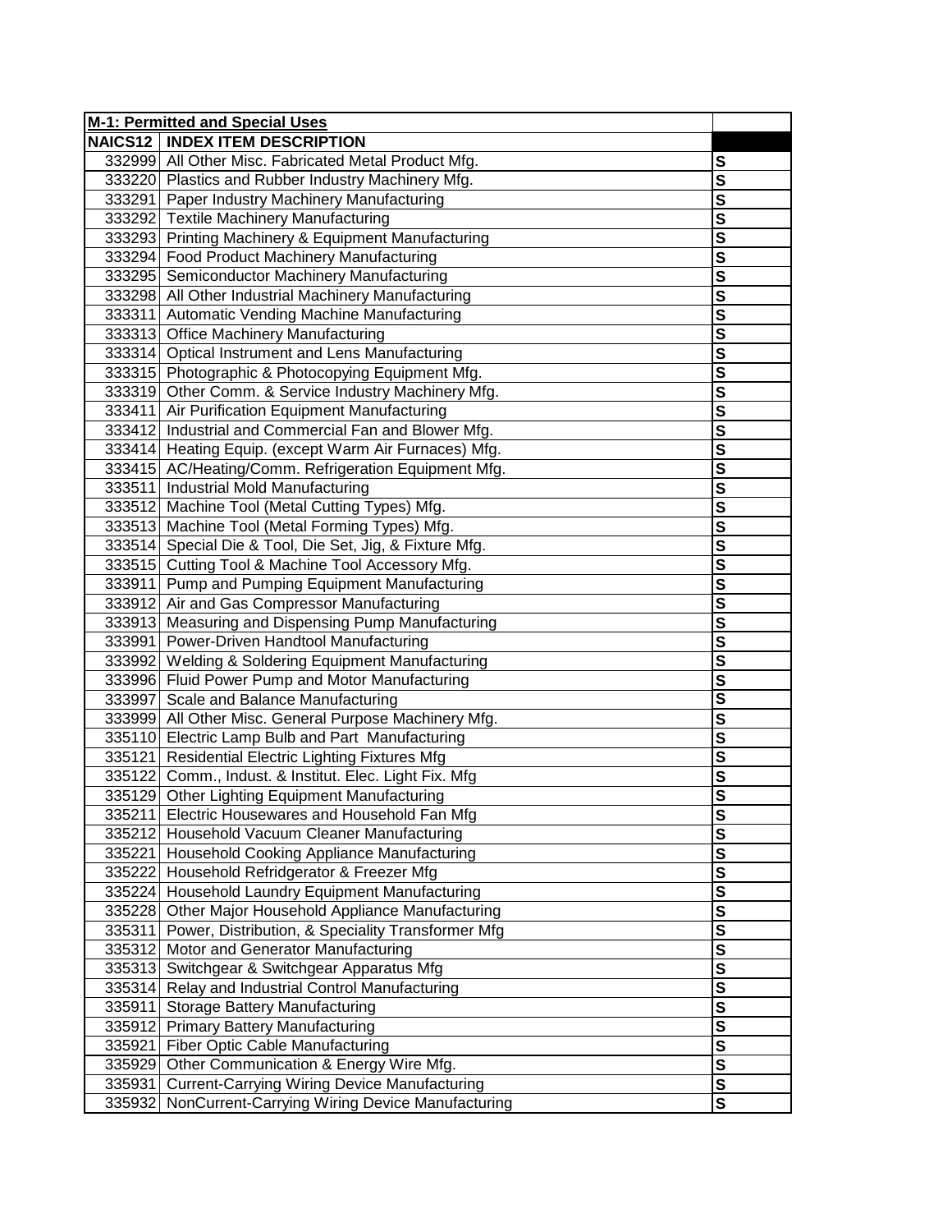| M-1: Permitted and Special Uses | | |
|---|---|---|
| NAICS12 | INDEX ITEM DESCRIPTION | |
| 332999 | All Other Misc. Fabricated Metal Product Mfg. | S |
| 333220 | Plastics and Rubber Industry Machinery Mfg. | S |
| 333291 | Paper Industry Machinery Manufacturing | S |
| 333292 | Textile Machinery Manufacturing | S |
| 333293 | Printing Machinery & Equipment Manufacturing | S |
| 333294 | Food Product Machinery Manufacturing | S |
| 333295 | Semiconductor Machinery Manufacturing | S |
| 333298 | All Other Industrial Machinery Manufacturing | S |
| 333311 | Automatic Vending Machine Manufacturing | S |
| 333313 | Office Machinery Manufacturing | S |
| 333314 | Optical Instrument and Lens Manufacturing | S |
| 333315 | Photographic & Photocopying Equipment Mfg. | S |
| 333319 | Other Comm. & Service Industry Machinery Mfg. | S |
| 333411 | Air Purification Equipment Manufacturing | S |
| 333412 | Industrial and Commercial Fan and Blower Mfg. | S |
| 333414 | Heating Equip. (except Warm Air Furnaces) Mfg. | S |
| 333415 | AC/Heating/Comm. Refrigeration Equipment Mfg. | S |
| 333511 | Industrial Mold Manufacturing | S |
| 333512 | Machine Tool (Metal Cutting Types) Mfg. | S |
| 333513 | Machine Tool (Metal Forming Types) Mfg. | S |
| 333514 | Special Die & Tool, Die Set, Jig, & Fixture Mfg. | S |
| 333515 | Cutting Tool & Machine Tool Accessory Mfg. | S |
| 333911 | Pump and Pumping Equipment Manufacturing | S |
| 333912 | Air and Gas Compressor Manufacturing | S |
| 333913 | Measuring and Dispensing Pump Manufacturing | S |
| 333991 | Power-Driven Handtool Manufacturing | S |
| 333992 | Welding & Soldering Equipment Manufacturing | S |
| 333996 | Fluid Power Pump and Motor Manufacturing | S |
| 333997 | Scale and Balance Manufacturing | S |
| 333999 | All Other Misc. General Purpose Machinery Mfg. | S |
| 335110 | Electric Lamp Bulb and Part Manufacturing | S |
| 335121 | Residential Electric Lighting Fixtures Mfg | S |
| 335122 | Comm., Indust. & Institut. Elec. Light Fix. Mfg | S |
| 335129 | Other Lighting Equipment Manufacturing | S |
| 335211 | Electric Housewares and Household Fan Mfg | S |
| 335212 | Household Vacuum Cleaner Manufacturing | S |
| 335221 | Household Cooking Appliance Manufacturing | S |
| 335222 | Household Refridgerator & Freezer Mfg | S |
| 335224 | Household Laundry Equipment Manufacturing | S |
| 335228 | Other Major Household Appliance Manufacturing | S |
| 335311 | Power, Distribution, & Speciality Transformer Mfg | S |
| 335312 | Motor and Generator Manufacturing | S |
| 335313 | Switchgear & Switchgear Apparatus Mfg | S |
| 335314 | Relay and Industrial Control Manufacturing | S |
| 335911 | Storage Battery Manufacturing | S |
| 335912 | Primary Battery Manufacturing | S |
| 335921 | Fiber Optic Cable Manufacturing | S |
| 335929 | Other Communication & Energy Wire Mfg. | S |
| 335931 | Current-Carrying Wiring Device Manufacturing | S |
| 335932 | NonCurrent-Carrying Wiring Device Manufacturing | S |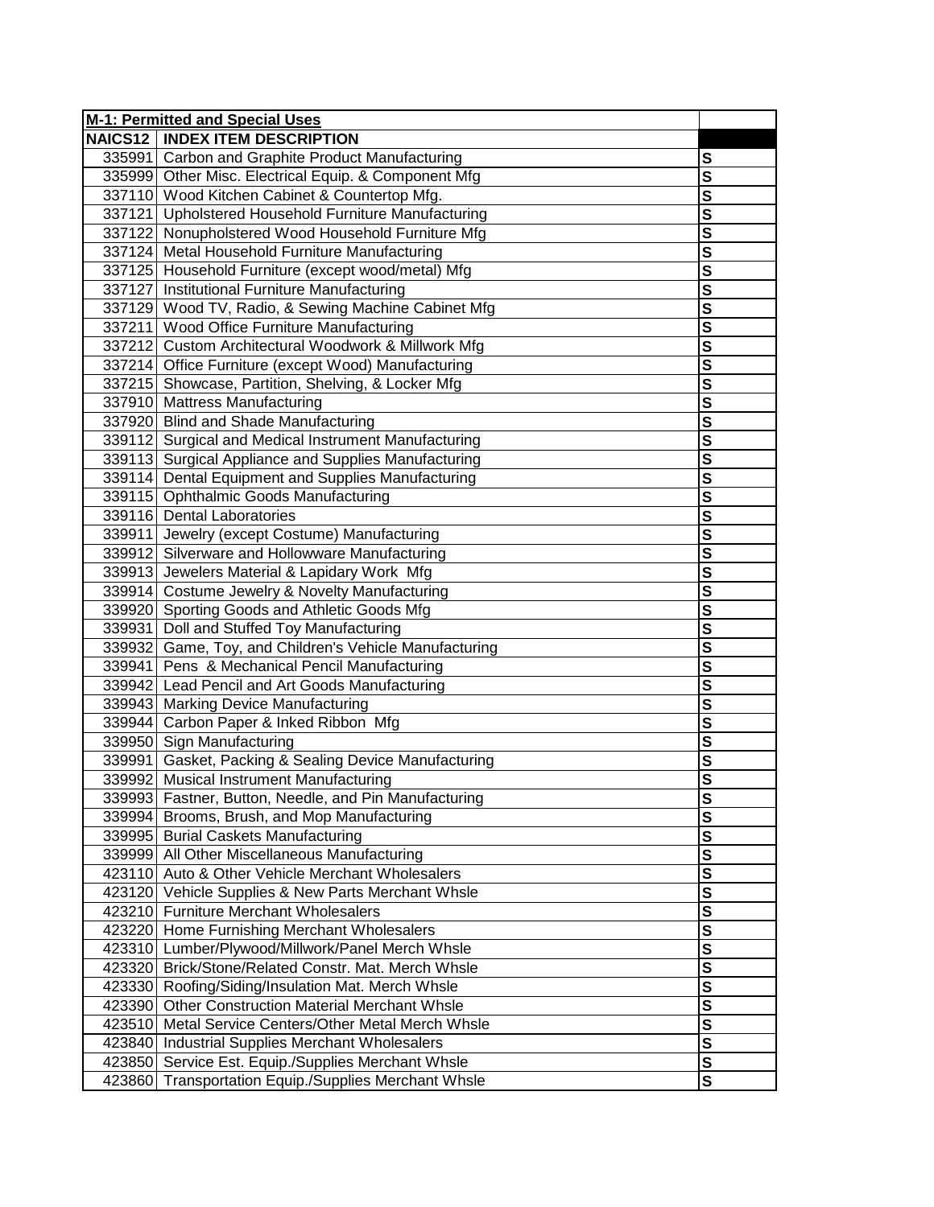| M-1: Permitted and Special Uses | | |
|---|---|---|
| **NAICS12** | **INDEX ITEM DESCRIPTION** | |
| 335991 | Carbon and Graphite Product Manufacturing | S |
| 335999 | Other Misc. Electrical Equip. & Component Mfg | S |
| 337110 | Wood Kitchen Cabinet & Countertop Mfg. | S |
| 337121 | Upholstered Household Furniture Manufacturing | S |
| 337122 | Nonupholstered Wood Household Furniture Mfg | S |
| 337124 | Metal Household Furniture Manufacturing | S |
| 337125 | Household Furniture (except wood/metal) Mfg | S |
| 337127 | Institutional Furniture Manufacturing | S |
| 337129 | Wood TV, Radio, & Sewing Machine Cabinet Mfg | S |
| 337211 | Wood Office Furniture Manufacturing | S |
| 337212 | Custom Architectural Woodwork & Millwork Mfg | S |
| 337214 | Office Furniture (except Wood) Manufacturing | S |
| 337215 | Showcase, Partition, Shelving, & Locker Mfg | S |
| 337910 | Mattress Manufacturing | S |
| 337920 | Blind and Shade Manufacturing | S |
| 339112 | Surgical and Medical Instrument Manufacturing | S |
| 339113 | Surgical Appliance and Supplies Manufacturing | S |
| 339114 | Dental Equipment and Supplies Manufacturing | S |
| 339115 | Ophthalmic Goods Manufacturing | S |
| 339116 | Dental Laboratories | S |
| 339911 | Jewelry (except Costume) Manufacturing | S |
| 339912 | Silverware and Hollowware Manufacturing | S |
| 339913 | Jewelers Material & Lapidary Work Mfg | S |
| 339914 | Costume Jewelry & Novelty Manufacturing | S |
| 339920 | Sporting Goods and Athletic Goods Mfg | S |
| 339931 | Doll and Stuffed Toy Manufacturing | S |
| 339932 | Game, Toy, and Children's Vehicle Manufacturing | S |
| 339941 | Pens & Mechanical Pencil Manufacturing | S |
| 339942 | Lead Pencil and Art Goods Manufacturing | S |
| 339943 | Marking Device Manufacturing | S |
| 339944 | Carbon Paper & Inked Ribbon Mfg | S |
| 339950 | Sign Manufacturing | S |
| 339991 | Gasket, Packing & Sealing Device Manufacturing | S |
| 339992 | Musical Instrument Manufacturing | S |
| 339993 | Fastner, Button, Needle, and Pin Manufacturing | S |
| 339994 | Brooms, Brush, and Mop Manufacturing | S |
| 339995 | Burial Caskets Manufacturing | S |
| 339999 | All Other Miscellaneous Manufacturing | S |
| 423110 | Auto & Other Vehicle Merchant Wholesalers | S |
| 423120 | Vehicle Supplies & New Parts Merchant Whsle | S |
| 423210 | Furniture Merchant Wholesalers | S |
| 423220 | Home Furnishing Merchant Wholesalers | S |
| 423310 | Lumber/Plywood/Millwork/Panel Merch Whsle | S |
| 423320 | Brick/Stone/Related Constr. Mat. Merch Whsle | S |
| 423330 | Roofing/Siding/Insulation Mat. Merch Whsle | S |
| 423390 | Other Construction Material Merchant Whsle | S |
| 423510 | Metal Service Centers/Other Metal Merch Whsle | S |
| 423840 | Industrial Supplies Merchant Wholesalers | S |
| 423850 | Service Est. Equip./Supplies Merchant Whsle | S |
| 423860 | Transportation Equip./Supplies Merchant Whsle | S |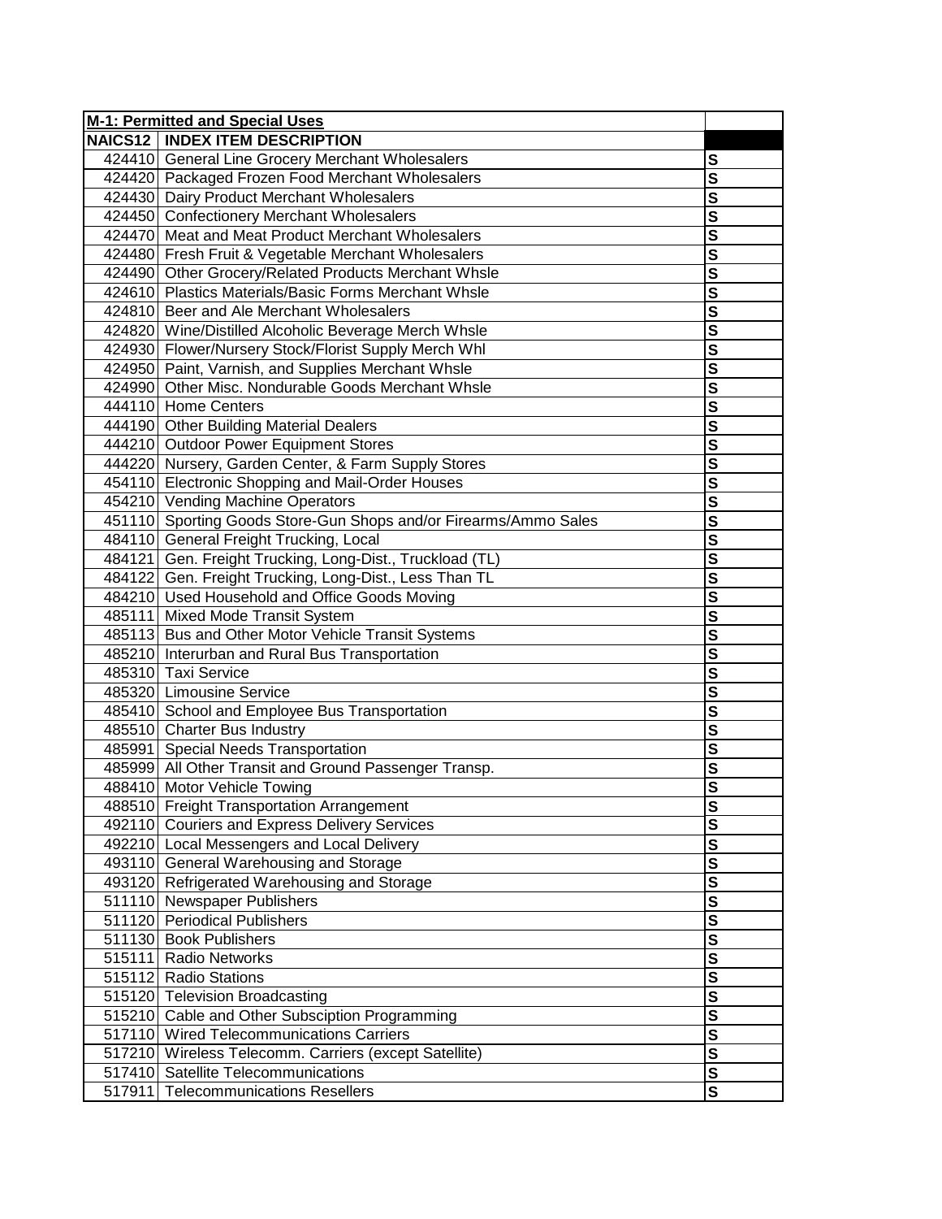| M-1: Permitted and Special Uses | | |
|---|---|---|
| NAICS12 | INDEX ITEM DESCRIPTION | |
| 424410 | General Line Grocery Merchant Wholesalers | S |
| 424420 | Packaged Frozen Food Merchant Wholesalers | S |
| 424430 | Dairy Product Merchant Wholesalers | S |
| 424450 | Confectionery Merchant Wholesalers | S |
| 424470 | Meat and Meat Product Merchant Wholesalers | S |
| 424480 | Fresh Fruit & Vegetable Merchant Wholesalers | S |
| 424490 | Other Grocery/Related Products Merchant Whsle | S |
| 424610 | Plastics Materials/Basic Forms Merchant Whsle | S |
| 424810 | Beer and Ale Merchant Wholesalers | S |
| 424820 | Wine/Distilled Alcoholic Beverage Merch Whsle | S |
| 424930 | Flower/Nursery Stock/Florist Supply Merch Whl | S |
| 424950 | Paint, Varnish, and Supplies Merchant Whsle | S |
| 424990 | Other Misc. Nondurable Goods Merchant Whsle | S |
| 444110 | Home Centers | S |
| 444190 | Other Building Material Dealers | S |
| 444210 | Outdoor Power Equipment Stores | S |
| 444220 | Nursery, Garden Center, & Farm Supply Stores | S |
| 454110 | Electronic Shopping and Mail-Order Houses | S |
| 454210 | Vending Machine Operators | S |
| 451110 | Sporting Goods Store-Gun Shops and/or Firearms/Ammo Sales | S |
| 484110 | General Freight Trucking, Local | S |
| 484121 | Gen. Freight Trucking, Long-Dist., Truckload (TL) | S |
| 484122 | Gen. Freight Trucking, Long-Dist., Less Than TL | S |
| 484210 | Used Household and Office Goods Moving | S |
| 485111 | Mixed Mode Transit System | S |
| 485113 | Bus and Other Motor Vehicle Transit Systems | S |
| 485210 | Interurban and Rural Bus Transportation | S |
| 485310 | Taxi Service | S |
| 485320 | Limousine Service | S |
| 485410 | School and Employee Bus Transportation | S |
| 485510 | Charter Bus Industry | S |
| 485991 | Special Needs Transportation | S |
| 485999 | All Other Transit and Ground Passenger Transp. | S |
| 488410 | Motor Vehicle Towing | S |
| 488510 | Freight Transportation Arrangement | S |
| 492110 | Couriers and Express Delivery Services | S |
| 492210 | Local Messengers and Local Delivery | S |
| 493110 | General Warehousing and Storage | S |
| 493120 | Refrigerated Warehousing and Storage | S |
| 511110 | Newspaper Publishers | S |
| 511120 | Periodical Publishers | S |
| 511130 | Book Publishers | S |
| 515111 | Radio Networks | S |
| 515112 | Radio Stations | S |
| 515120 | Television Broadcasting | S |
| 515210 | Cable and Other Subsciption Programming | S |
| 517110 | Wired Telecommunications Carriers | S |
| 517210 | Wireless Telecomm. Carriers (except Satellite) | S |
| 517410 | Satellite Telecommunications | S |
| 517911 | Telecommunications Resellers | S |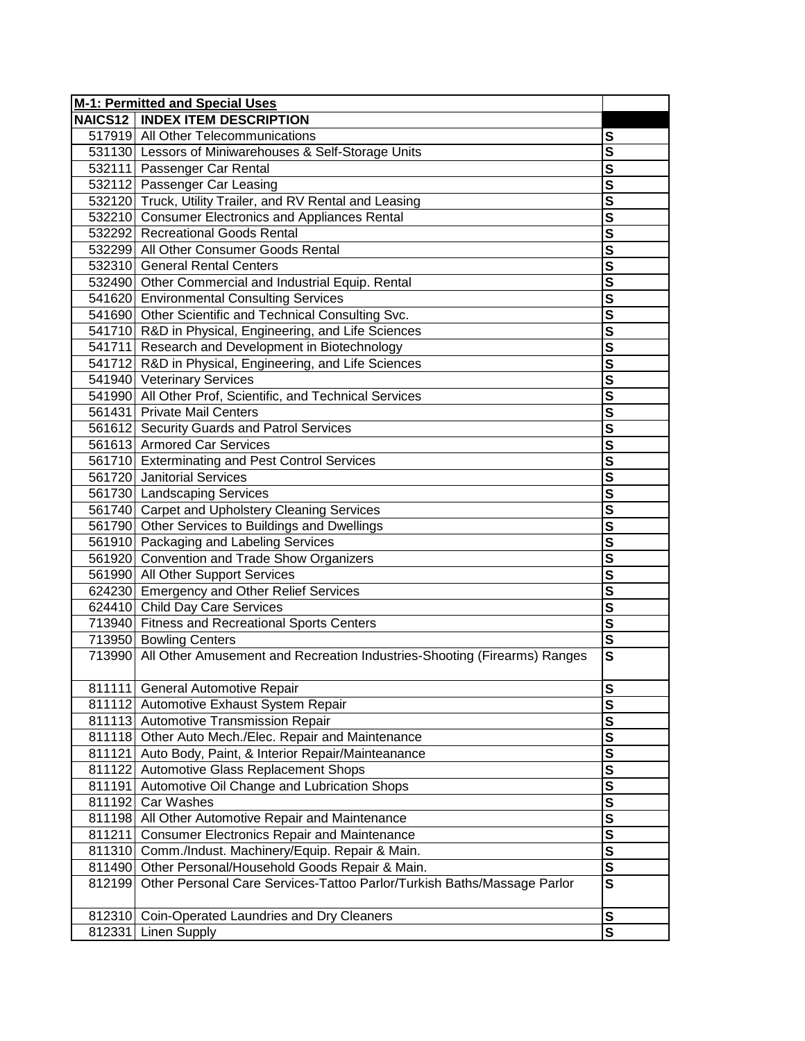| M-1: Permitted and Special Uses | | |
|---|---|---|
| NAICS12 | INDEX ITEM DESCRIPTION | |
| 517919 | All Other Telecommunications | S |
| 531130 | Lessors of Miniwarehouses & Self-Storage Units | S |
| 532111 | Passenger Car Rental | S |
| 532112 | Passenger Car Leasing | S |
| 532120 | Truck, Utility Trailer, and RV Rental and Leasing | S |
| 532210 | Consumer Electronics and Appliances Rental | S |
| 532292 | Recreational Goods Rental | S |
| 532299 | All Other Consumer Goods Rental | S |
| 532310 | General Rental Centers | S |
| 532490 | Other Commercial and Industrial Equip. Rental | S |
| 541620 | Environmental Consulting Services | S |
| 541690 | Other Scientific and Technical Consulting Svc. | S |
| 541710 | R&D in Physical, Engineering, and Life Sciences | S |
| 541711 | Research and Development in Biotechnology | S |
| 541712 | R&D in Physical, Engineering, and Life Sciences | S |
| 541940 | Veterinary Services | S |
| 541990 | All Other Prof, Scientific, and Technical Services | S |
| 561431 | Private Mail Centers | S |
| 561612 | Security Guards and Patrol Services | S |
| 561613 | Armored Car Services | S |
| 561710 | Exterminating and Pest Control Services | S |
| 561720 | Janitorial Services | S |
| 561730 | Landscaping Services | S |
| 561740 | Carpet and Upholstery Cleaning Services | S |
| 561790 | Other Services to Buildings and Dwellings | S |
| 561910 | Packaging and Labeling Services | S |
| 561920 | Convention and Trade Show Organizers | S |
| 561990 | All Other Support Services | S |
| 624230 | Emergency and Other Relief Services | S |
| 624410 | Child Day Care Services | S |
| 713940 | Fitness and Recreational Sports Centers | S |
| 713950 | Bowling Centers | S |
| 713990 | All Other Amusement and Recreation Industries-Shooting (Firearms) Ranges | S |
| 811111 | General Automotive Repair | S |
| 811112 | Automotive Exhaust System Repair | S |
| 811113 | Automotive Transmission Repair | S |
| 811118 | Other Auto Mech./Elec. Repair and Maintenance | S |
| 811121 | Auto Body, Paint, & Interior Repair/Mainteanance | S |
| 811122 | Automotive Glass Replacement Shops | S |
| 811191 | Automotive Oil Change and Lubrication Shops | S |
| 811192 | Car Washes | S |
| 811198 | All Other Automotive Repair and Maintenance | S |
| 811211 | Consumer Electronics Repair and Maintenance | S |
| 811310 | Comm./Indust. Machinery/Equip. Repair & Main. | S |
| 811490 | Other Personal/Household Goods Repair & Main. | S |
| 812199 | Other Personal Care Services-Tattoo Parlor/Turkish Baths/Massage Parlor | S |
| 812310 | Coin-Operated Laundries and Dry Cleaners | S |
| 812331 | Linen Supply | S |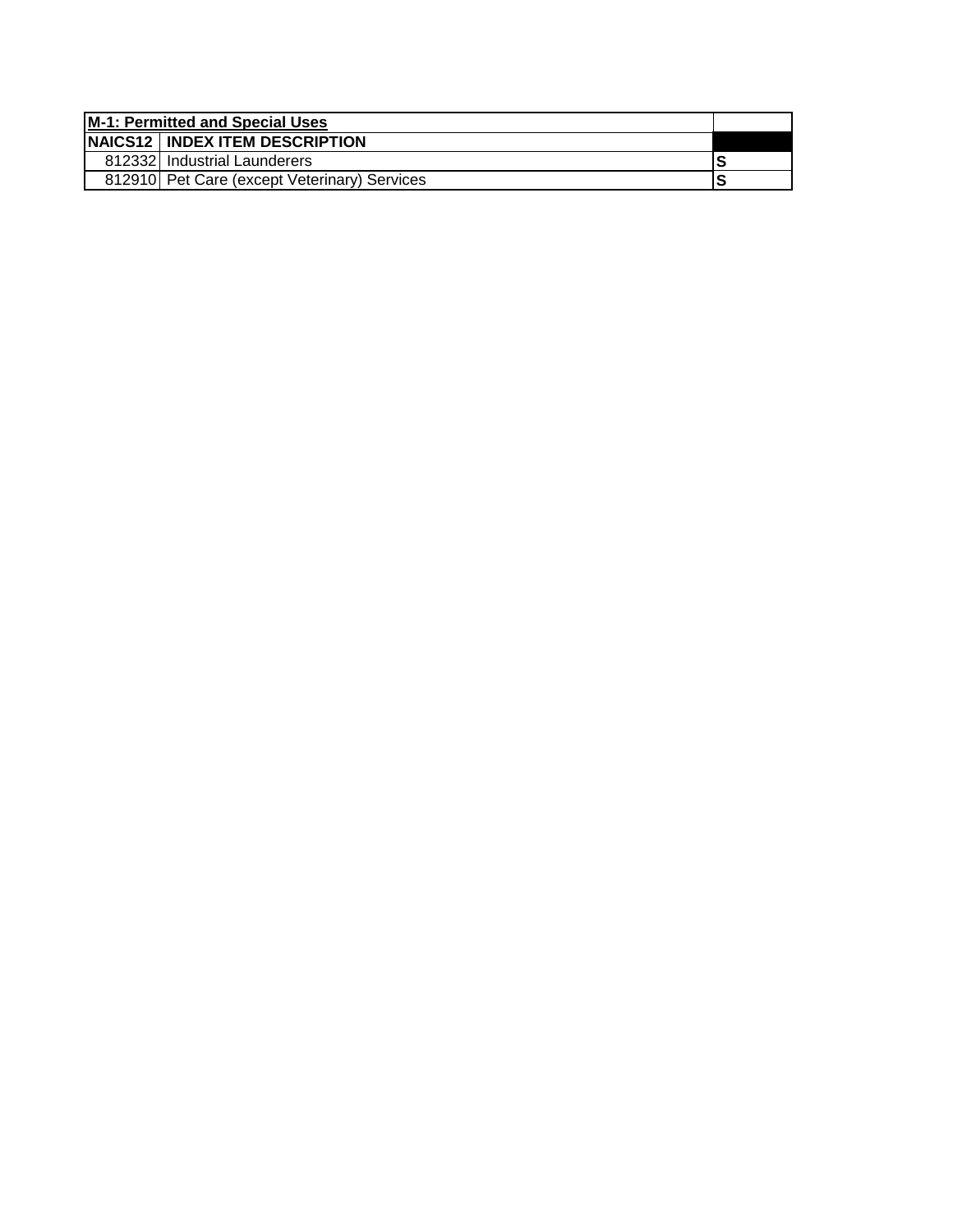| M-1: Permitted and Special Uses | | |
|---|---|---|
| NAICS12 | INDEX ITEM DESCRIPTION | |
| 812332 | Industrial Launderers | S |
| 812910 | Pet Care (except Veterinary) Services | S |